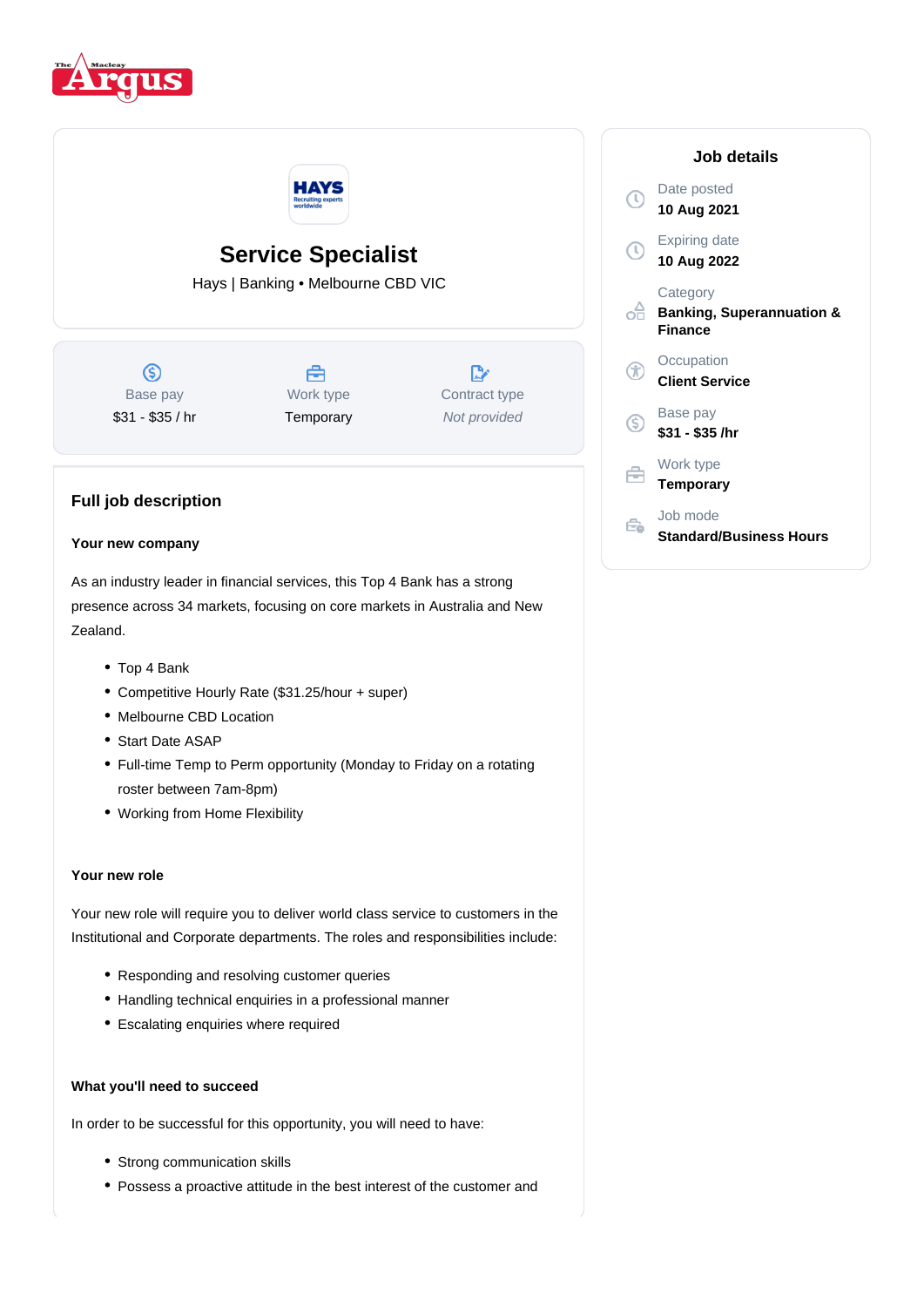# Service Specialist

Hays | Banking • Melbourne CBD VIC

| Base pay | Work type | Contract type |
| --- | --- | --- |
| $31 - $35 / hr | Temporary | *Not provided* |

## Job details

Date posted
**10 Aug 2021**

Expiring date
**10 Aug 2022**

Category
**Banking, Superannuation & Finance**

Occupation
**Client Service**

Base pay
**$31 - $35 /hr**

Work type
**Temporary**

Job mode
**Standard/Business Hours**

## Full job description

### Your new company

As an industry leader in financial services, this Top 4 Bank has a strong presence across 34 markets, focusing on core markets in Australia and New Zealand.

- Top 4 Bank
- Competitive Hourly Rate ($31.25/hour + super)
- Melbourne CBD Location
- Start Date ASAP
- Full-time Temp to Perm opportunity (Monday to Friday on a rotating roster between 7am-8pm)
- Working from Home Flexibility

### Your new role

Your new role will require you to deliver world class service to customers in the Institutional and Corporate departments. The roles and responsibilities include:

- Responding and resolving customer queries
- Handling technical enquiries in a professional manner
- Escalating enquiries where required

### What you'll need to succeed

In order to be successful for this opportunity, you will need to have:

- Strong communication skills
- Possess a proactive attitude in the best interest of the customer and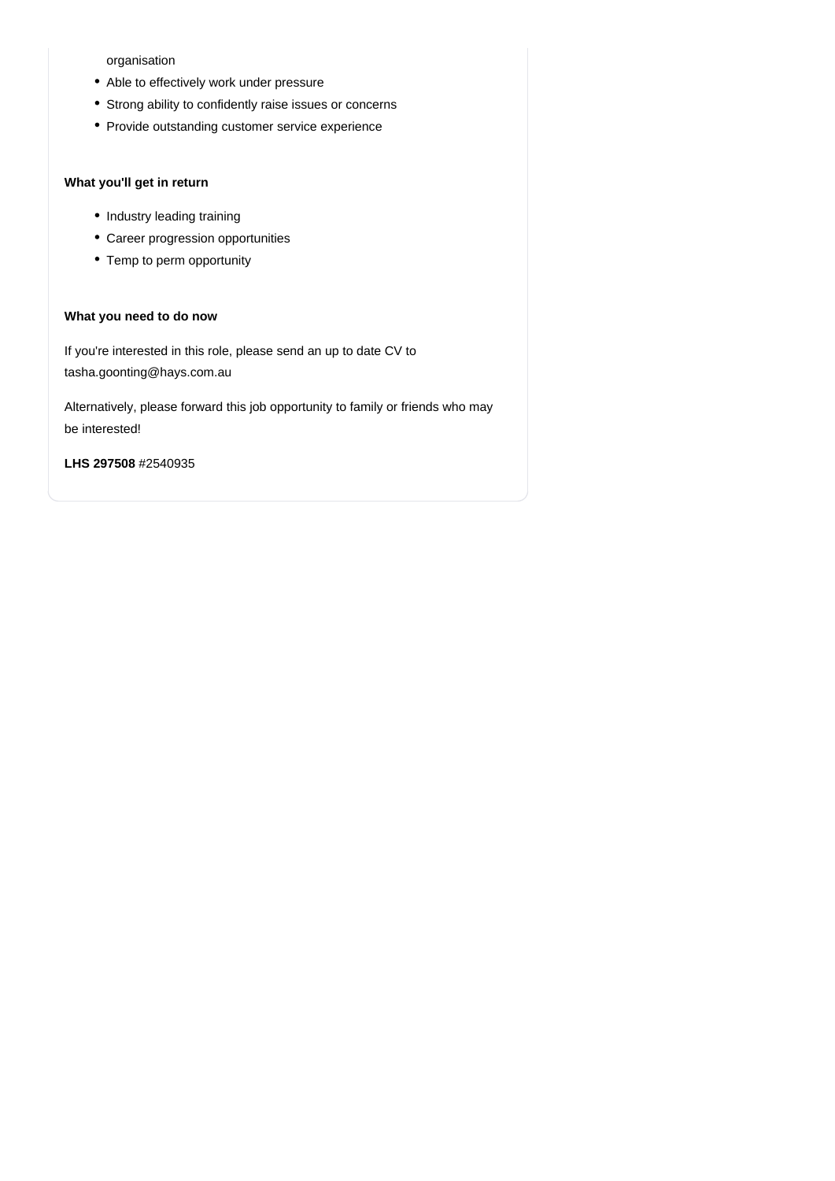organisation

- Able to effectively work under pressure
- Strong ability to confidently raise issues or concerns
- Provide outstanding customer service experience

**What you'll get in return**

- Industry leading training
- Career progression opportunities
- Temp to perm opportunity

**What you need to do now**

If you're interested in this role, please send an up to date CV to tasha.goonting@hays.com.au

Alternatively, please forward this job opportunity to family or friends who may be interested!

**LHS 297508** #2540935